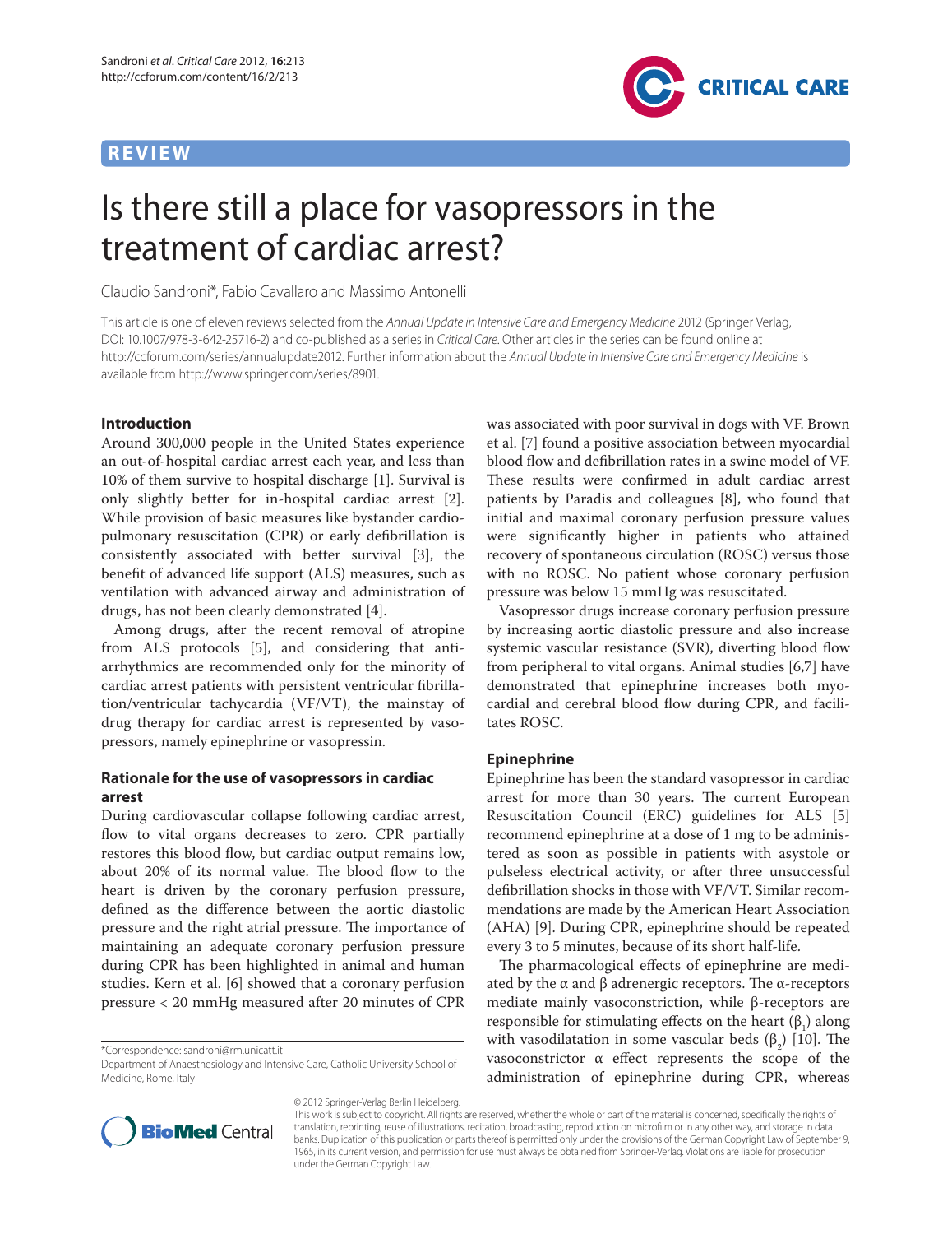## REVIEW

# Is there still a place for vasopressors in the treatment of cardiac arrest?

Claudio Sandroni*, Fabio Cavallaro and Massimo Antonelli

This article is one of eleven reviews selected from the *Annual Update in Intensive Care and Emergency Medicine* 2012 (Springer Verlag, DOI: 10.1007/978-3-642-25716-2) and co-published as a series in *Critical Care*. Other articles in the series can be found online at http://ccforum.com/series/annualupdate2012. Further information about the *Annual Update in Intensive Care and Emergency Medicine* is available from http://www.springer.com/series/8901.

## Introduction

Around 300,000 people in the United States experience an out-of-hospital cardiac arrest each year, and less than 10% of them survive to hospital discharge [1]. Survival is only slightly better for in-hospital cardiac arrest [2]. While provision of basic measures like bystander cardiopulmonary resuscitation (CPR) or early defibrillation is consistently associated with better survival [3], the benefit of advanced life support (ALS) measures, such as ventilation with advanced airway and administration of drugs, has not been clearly demonstrated [4].

Among drugs, after the recent removal of atropine from ALS protocols [5], and considering that antiarrhythmics are recommended only for the minority of cardiac arrest patients with persistent ventricular fibrillation/ventricular tachycardia (VF/VT), the mainstay of drug therapy for cardiac arrest is represented by vasopressors, namely epinephrine or vasopressin.

## Rationale for the use of vasopressors in cardiac arrest

During cardiovascular collapse following cardiac arrest, flow to vital organs decreases to zero. CPR partially restores this blood flow, but cardiac output remains low, about 20% of its normal value. The blood flow to the heart is driven by the coronary perfusion pressure, defined as the difference between the aortic diastolic pressure and the right atrial pressure. The importance of maintaining an adequate coronary perfusion pressure during CPR has been highlighted in animal and human studies. Kern et al. [6] showed that a coronary perfusion pressure < 20 mmHg measured after 20 minutes of CPR was associated with poor survival in dogs with VF. Brown et al. [7] found a positive association between myocardial blood flow and defibrillation rates in a swine model of VF. These results were confirmed in adult cardiac arrest patients by Paradis and colleagues [8], who found that initial and maximal coronary perfusion pressure values were significantly higher in patients who attained recovery of spontaneous circulation (ROSC) versus those with no ROSC. No patient whose coronary perfusion pressure was below 15 mmHg was resuscitated.

Vasopressor drugs increase coronary perfusion pressure by increasing aortic diastolic pressure and also increase systemic vascular resistance (SVR), diverting blood flow from peripheral to vital organs. Animal studies [6,7] have demonstrated that epinephrine increases both myocardial and cerebral blood flow during CPR, and facilitates ROSC.

## Epinephrine

Epinephrine has been the standard vasopressor in cardiac arrest for more than 30 years. The current European Resuscitation Council (ERC) guidelines for ALS [5] recommend epinephrine at a dose of 1 mg to be administered as soon as possible in patients with asystole or pulseless electrical activity, or after three unsuccessful defibrillation shocks in those with VF/VT. Similar recommendations are made by the American Heart Association (AHA) [9]. During CPR, epinephrine should be repeated every 3 to 5 minutes, because of its short half-life.

The pharmacological effects of epinephrine are mediated by the α and β adrenergic receptors. The α-receptors mediate mainly vasoconstriction, while β-receptors are responsible for stimulating effects on the heart ($\beta_1$) along with vasodilatation in some vascular beds ($\beta_2$) [10]. The vasoconstrictor α effect represents the scope of the administration of epinephrine during CPR, whereas

*Correspondence: sandroni@rm.unicatt.it
Department of Anaesthesiology and Intensive Care, Catholic University School of Medicine, Rome, Italy

© 2012 Springer-Verlag Berlin Heidelberg.
This work is subject to copyright. All rights are reserved, whether the whole or part of the material is concerned, specifically the rights of translation, reprinting, reuse of illustrations, recitation, broadcasting, reproduction on microfilm or in any other way, and storage in data banks. Duplication of this publication or parts thereof is permitted only under the provisions of the German Copyright Law of September 9, 1965, in its current version, and permission for use must always be obtained from Springer-Verlag. Violations are liable for prosecution under the German Copyright Law.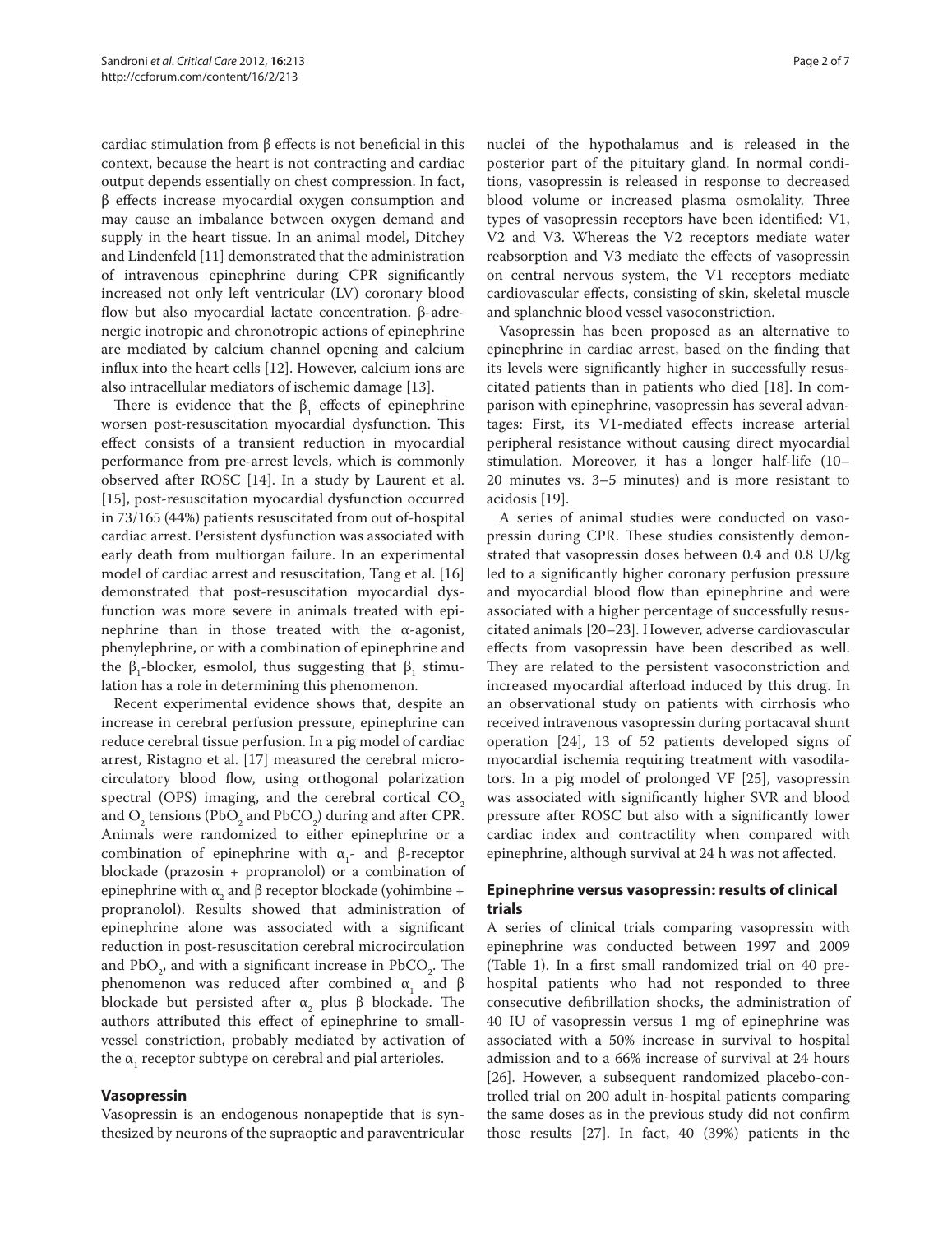cardiac stimulation from β effects is not beneficial in this context, because the heart is not contracting and cardiac output depends essentially on chest compression. In fact, β effects increase myocardial oxygen consumption and may cause an imbalance between oxygen demand and supply in the heart tissue. In an animal model, Ditchey and Lindenfeld [11] demonstrated that the administration of intravenous epinephrine during CPR significantly increased not only left ventricular (LV) coronary blood flow but also myocardial lactate concentration. β-adrenergic inotropic and chronotropic actions of epinephrine are mediated by calcium channel opening and calcium influx into the heart cells [12]. However, calcium ions are also intracellular mediators of ischemic damage [13].

There is evidence that the $\beta_1$ effects of epinephrine worsen post-resuscitation myocardial dysfunction. This effect consists of a transient reduction in myocardial performance from pre-arrest levels, which is commonly observed after ROSC [14]. In a study by Laurent et al. [15], post-resuscitation myocardial dysfunction occurred in 73/165 (44%) patients resuscitated from out-of-hospital cardiac arrest. Persistent dysfunction was associated with early death from multiorgan failure. In an experimental model of cardiac arrest and resuscitation, Tang et al. [16] demonstrated that post-resuscitation myocardial dysfunction was more severe in animals treated with epinephrine than in those treated with the α-agonist, phenylephrine, or with a combination of epinephrine and the $\beta_1$-blocker, esmolol, thus suggesting that $\beta_1$ stimulation has a role in determining this phenomenon.

Recent experimental evidence shows that, despite an increase in cerebral perfusion pressure, epinephrine can reduce cerebral tissue perfusion. In a pig model of cardiac arrest, Ristagno et al. [17] measured the cerebral microcirculatory blood flow, using orthogonal polarization spectral (OPS) imaging, and the cerebral cortical $CO_2$ and $O_2$ tensions ($PbO_2$ and $PbCO_2$) during and after CPR. Animals were randomized to either epinephrine or a combination of epinephrine with $\alpha_1$- and β-receptor blockade (prazosin + propranolol) or a combination of epinephrine with $\alpha_2$ and β receptor blockade (yohimbine + propranolol). Results showed that administration of epinephrine alone was associated with a significant reduction in post-resuscitation cerebral microcirculation and $PbO_2$, and with a significant increase in $PbCO_2$. The phenomenon was reduced after combined $\alpha_1$ and β blockade but persisted after $\alpha_2$ plus β blockade. The authors attributed this effect of epinephrine to small-vessel constriction, probably mediated by activation of the $\alpha_1$ receptor subtype on cerebral and pial arterioles.

## Vasopressin

Vasopressin is an endogenous nonapeptide that is synthesized by neurons of the supraoptic and paraventricular nuclei of the hypothalamus and is released in the posterior part of the pituitary gland. In normal conditions, vasopressin is released in response to decreased blood volume or increased plasma osmolality. Three types of vasopressin receptors have been identified: V1, V2 and V3. Whereas the V2 receptors mediate water reabsorption and V3 mediate the effects of vasopressin on central nervous system, the V1 receptors mediate cardiovascular effects, consisting of skin, skeletal muscle and splanchnic blood vessel vasoconstriction.

Vasopressin has been proposed as an alternative to epinephrine in cardiac arrest, based on the finding that its levels were significantly higher in successfully resuscitated patients than in patients who died [18]. In comparison with epinephrine, vasopressin has several advantages: First, its V1-mediated effects increase arterial peripheral resistance without causing direct myocardial stimulation. Moreover, it has a longer half-life (10–20 minutes vs. 3–5 minutes) and is more resistant to acidosis [19].

A series of animal studies were conducted on vasopressin during CPR. These studies consistently demonstrated that vasopressin doses between 0.4 and 0.8 U/kg led to a significantly higher coronary perfusion pressure and myocardial blood flow than epinephrine and were associated with a higher percentage of successfully resuscitated animals [20–23]. However, adverse cardiovascular effects from vasopressin have been described as well. They are related to the persistent vasoconstriction and increased myocardial afterload induced by this drug. In an observational study on patients with cirrhosis who received intravenous vasopressin during portacaval shunt operation [24], 13 of 52 patients developed signs of myocardial ischemia requiring treatment with vasodilators. In a pig model of prolonged VF [25], vasopressin was associated with significantly higher SVR and blood pressure after ROSC but also with a significantly lower cardiac index and contractility when compared with epinephrine, although survival at 24 h was not affected.

## Epinephrine versus vasopressin: results of clinical trials

A series of clinical trials comparing vasopressin with epinephrine was conducted between 1997 and 2009 (Table 1). In a first small randomized trial on 40 prehospital patients who had not responded to three consecutive defibrillation shocks, the administration of 40 IU of vasopressin versus 1 mg of epinephrine was associated with a 50% increase in survival to hospital admission and to a 66% increase of survival at 24 hours [26]. However, a subsequent randomized placebo-controlled trial on 200 adult in-hospital patients comparing the same doses as in the previous study did not confirm those results [27]. In fact, 40 (39%) patients in the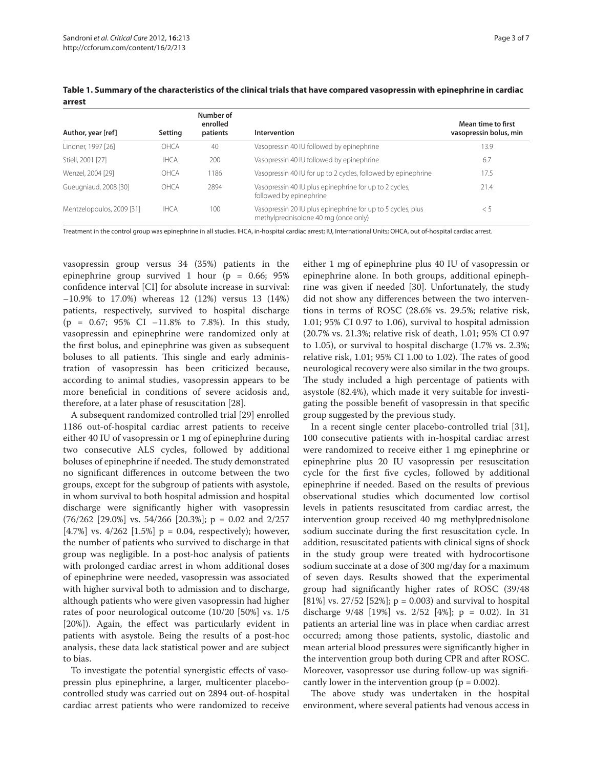**Table 1. Summary of the characteristics of the clinical trials that have compared vasopressin with epinephrine in cardiac arrest**

| Author, year [ref] | Setting | Number of enrolled patients | Intervention | Mean time to first vasopressin bolus, min |
|---|---|---|---|---|
| Lindner, 1997 [26] | OHCA | 40 | Vasopressin 40 IU followed by epinephrine | 13.9 |
| Stiell, 2001 [27] | IHCA | 200 | Vasopressin 40 IU followed by epinephrine | 6.7 |
| Wenzel, 2004 [29] | OHCA | 1186 | Vasopressin 40 IU for up to 2 cycles, followed by epinephrine | 17.5 |
| Gueugniaud, 2008 [30] | OHCA | 2894 | Vasopressin 40 IU plus epinephrine for up to 2 cycles, followed by epinephrine | 21.4 |
| Mentzelopoulos, 2009 [31] | IHCA | 100 | Vasopressin 20 IU plus epinephrine for up to 5 cycles, plus methylprednisolone 40 mg (once only) | < 5 |

Treatment in the control group was epinephrine in all studies. IHCA, in-hospital cardiac arrest; IU, International Units; OHCA, out-of-hospital cardiac arrest.

vasopressin group versus 34 (35%) patients in the epinephrine group survived 1 hour ($p = 0.66$; 95% confidence interval [CI] for absolute increase in survival: −10.9% to 17.0%) whereas 12 (12%) versus 13 (14%) patients, respectively, survived to hospital discharge ($p = 0.67$; 95% CI −11.8% to 7.8%). In this study, vasopressin and epinephrine were randomized only at the first bolus, and epinephrine was given as subsequent boluses to all patients. This single and early administration of vasopressin has been criticized because, according to animal studies, vasopressin appears to be more beneficial in conditions of severe acidosis and, therefore, at a later phase of resuscitation [28].

A subsequent randomized controlled trial [29] enrolled 1186 out-of-hospital cardiac arrest patients to receive either 40 IU of vasopressin or 1 mg of epinephrine during two consecutive ALS cycles, followed by additional boluses of epinephrine if needed. The study demonstrated no significant differences in outcome between the two groups, except for the subgroup of patients with asystole, in whom survival to both hospital admission and hospital discharge were significantly higher with vasopressin (76/262 [29.0%] vs. 54/266 [20.3%]; $p = 0.02$ and 2/257 [4.7%] vs. 4/262 [1.5%] $p = 0.04$, respectively); however, the number of patients who survived to discharge in that group was negligible. In a post-hoc analysis of patients with prolonged cardiac arrest in whom additional doses of epinephrine were needed, vasopressin was associated with higher survival both to admission and to discharge, although patients who were given vasopressin had higher rates of poor neurological outcome (10/20 [50%] vs. 1/5 [20%]). Again, the effect was particularly evident in patients with asystole. Being the results of a post-hoc analysis, these data lack statistical power and are subject to bias.

To investigate the potential synergistic effects of vasopressin plus epinephrine, a larger, multicenter placebo-controlled study was carried out on 2894 out-of-hospital cardiac arrest patients who were randomized to receive either 1 mg of epinephrine plus 40 IU of vasopressin or epinephrine alone. In both groups, additional epinephrine was given if needed [30]. Unfortunately, the study did not show any differences between the two interventions in terms of ROSC (28.6% vs. 29.5%; relative risk, 1.01; 95% CI 0.97 to 1.06), survival to hospital admission (20.7% vs. 21.3%; relative risk of death, 1.01; 95% CI 0.97 to 1.05), or survival to hospital discharge (1.7% vs. 2.3%; relative risk, 1.01; 95% CI 1.00 to 1.02). The rates of good neurological recovery were also similar in the two groups. The study included a high percentage of patients with asystole (82.4%), which made it very suitable for investigating the possible benefit of vasopressin in that specific group suggested by the previous study.

In a recent single center placebo-controlled trial [31], 100 consecutive patients with in-hospital cardiac arrest were randomized to receive either 1 mg epinephrine or epinephrine plus 20 IU vasopressin per resuscitation cycle for the first five cycles, followed by additional epinephrine if needed. Based on the results of previous observational studies which documented low cortisol levels in patients resuscitated from cardiac arrest, the intervention group received 40 mg methylprednisolone sodium succinate during the first resuscitation cycle. In addition, resuscitated patients with clinical signs of shock in the study group were treated with hydrocortisone sodium succinate at a dose of 300 mg/day for a maximum of seven days. Results showed that the experimental group had significantly higher rates of ROSC (39/48 [81%] vs. 27/52 [52%]; $p = 0.003$) and survival to hospital discharge 9/48 [19%] vs. 2/52 [4%]; $p = 0.02$). In 31 patients an arterial line was in place when cardiac arrest occurred; among those patients, systolic, diastolic and mean arterial blood pressures were significantly higher in the intervention group both during CPR and after ROSC. Moreover, vasopressor use during follow-up was significantly lower in the intervention group ($p = 0.002$).

The above study was undertaken in the hospital environment, where several patients had venous access in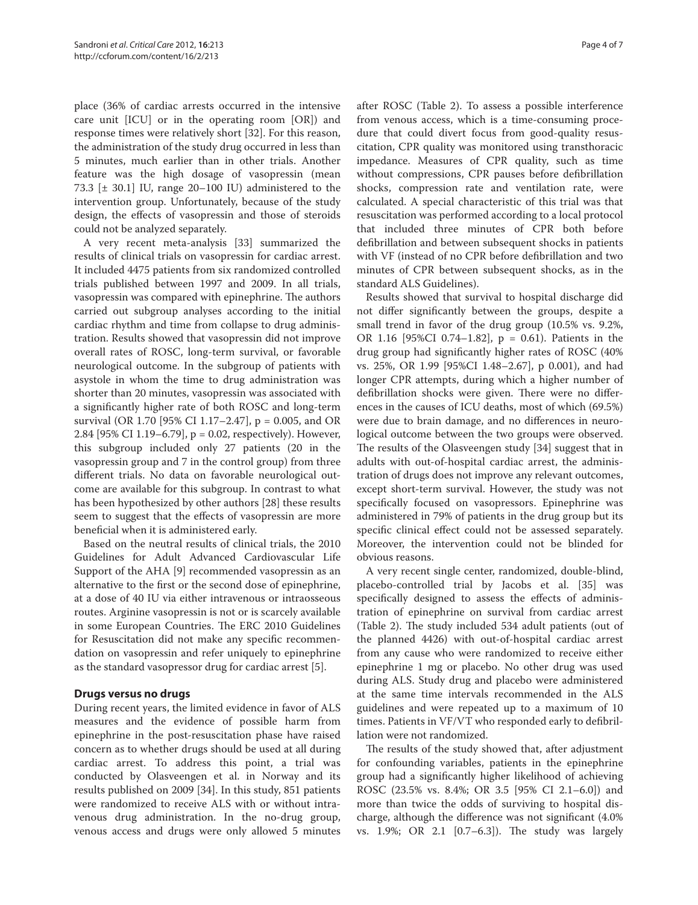place (36% of cardiac arrests occurred in the intensive care unit [ICU] or in the operating room [OR]) and response times were relatively short [32]. For this reason, the administration of the study drug occurred in less than 5 minutes, much earlier than in other trials. Another feature was the high dosage of vasopressin (mean 73.3 [± 30.1] IU, range 20–100 IU) administered to the intervention group. Unfortunately, because of the study design, the effects of vasopressin and those of steroids could not be analyzed separately.

A very recent meta-analysis [33] summarized the results of clinical trials on vasopressin for cardiac arrest. It included 4475 patients from six randomized controlled trials published between 1997 and 2009. In all trials, vasopressin was compared with epinephrine. The authors carried out subgroup analyses according to the initial cardiac rhythm and time from collapse to drug administration. Results showed that vasopressin did not improve overall rates of ROSC, long-term survival, or favorable neurological outcome. In the subgroup of patients with asystole in whom the time to drug administration was shorter than 20 minutes, vasopressin was associated with a significantly higher rate of both ROSC and long-term survival (OR 1.70 [95% CI 1.17–2.47], p = 0.005, and OR 2.84 [95% CI 1.19–6.79], p = 0.02, respectively). However, this subgroup included only 27 patients (20 in the vasopressin group and 7 in the control group) from three different trials. No data on favorable neurological outcome are available for this subgroup. In contrast to what has been hypothesized by other authors [28] these results seem to suggest that the effects of vasopressin are more beneficial when it is administered early.

Based on the neutral results of clinical trials, the 2010 Guidelines for Adult Advanced Cardiovascular Life Support of the AHA [9] recommended vasopressin as an alternative to the first or the second dose of epinephrine, at a dose of 40 IU via either intravenous or intraosseous routes. Arginine vasopressin is not or is scarcely available in some European Countries. The ERC 2010 Guidelines for Resuscitation did not make any specific recommendation on vasopressin and refer uniquely to epinephrine as the standard vasopressor drug for cardiac arrest [5].

## Drugs versus no drugs

During recent years, the limited evidence in favor of ALS measures and the evidence of possible harm from epinephrine in the post-resuscitation phase have raised concern as to whether drugs should be used at all during cardiac arrest. To address this point, a trial was conducted by Olasveengen et al. in Norway and its results published on 2009 [34]. In this study, 851 patients were randomized to receive ALS with or without intravenous drug administration. In the no-drug group, venous access and drugs were only allowed 5 minutes after ROSC (Table 2). To assess a possible interference from venous access, which is a time-consuming procedure that could divert focus from good-quality resuscitation, CPR quality was monitored using transthoracic impedance. Measures of CPR quality, such as time without compressions, CPR pauses before defibrillation shocks, compression rate and ventilation rate, were calculated. A special characteristic of this trial was that resuscitation was performed according to a local protocol that included three minutes of CPR both before defibrillation and between subsequent shocks in patients with VF (instead of no CPR before defibrillation and two minutes of CPR between subsequent shocks, as in the standard ALS Guidelines).

Results showed that survival to hospital discharge did not differ significantly between the groups, despite a small trend in favor of the drug group (10.5% vs. 9.2%, OR 1.16 [95%CI 0.74–1.82], p = 0.61). Patients in the drug group had significantly higher rates of ROSC (40% vs. 25%, OR 1.99 [95%CI 1.48–2.67], p 0.001), and had longer CPR attempts, during which a higher number of defibrillation shocks were given. There were no differences in the causes of ICU deaths, most of which (69.5%) were due to brain damage, and no differences in neurological outcome between the two groups were observed. The results of the Olasveengen study [34] suggest that in adults with out-of-hospital cardiac arrest, the administration of drugs does not improve any relevant outcomes, except short-term survival. However, the study was not specifically focused on vasopressors. Epinephrine was administered in 79% of patients in the drug group but its specific clinical effect could not be assessed separately. Moreover, the intervention could not be blinded for obvious reasons.

A very recent single center, randomized, double-blind, placebo-controlled trial by Jacobs et al. [35] was specifically designed to assess the effects of administration of epinephrine on survival from cardiac arrest (Table 2). The study included 534 adult patients (out of the planned 4426) with out-of-hospital cardiac arrest from any cause who were randomized to receive either epinephrine 1 mg or placebo. No other drug was used during ALS. Study drug and placebo were administered at the same time intervals recommended in the ALS guidelines and were repeated up to a maximum of 10 times. Patients in VF/VT who responded early to defibrillation were not randomized.

The results of the study showed that, after adjustment for confounding variables, patients in the epinephrine group had a significantly higher likelihood of achieving ROSC (23.5% vs. 8.4%; OR 3.5 [95% CI 2.1–6.0]) and more than twice the odds of surviving to hospital discharge, although the difference was not significant (4.0% vs. 1.9%; OR 2.1 [0.7–6.3]). The study was largely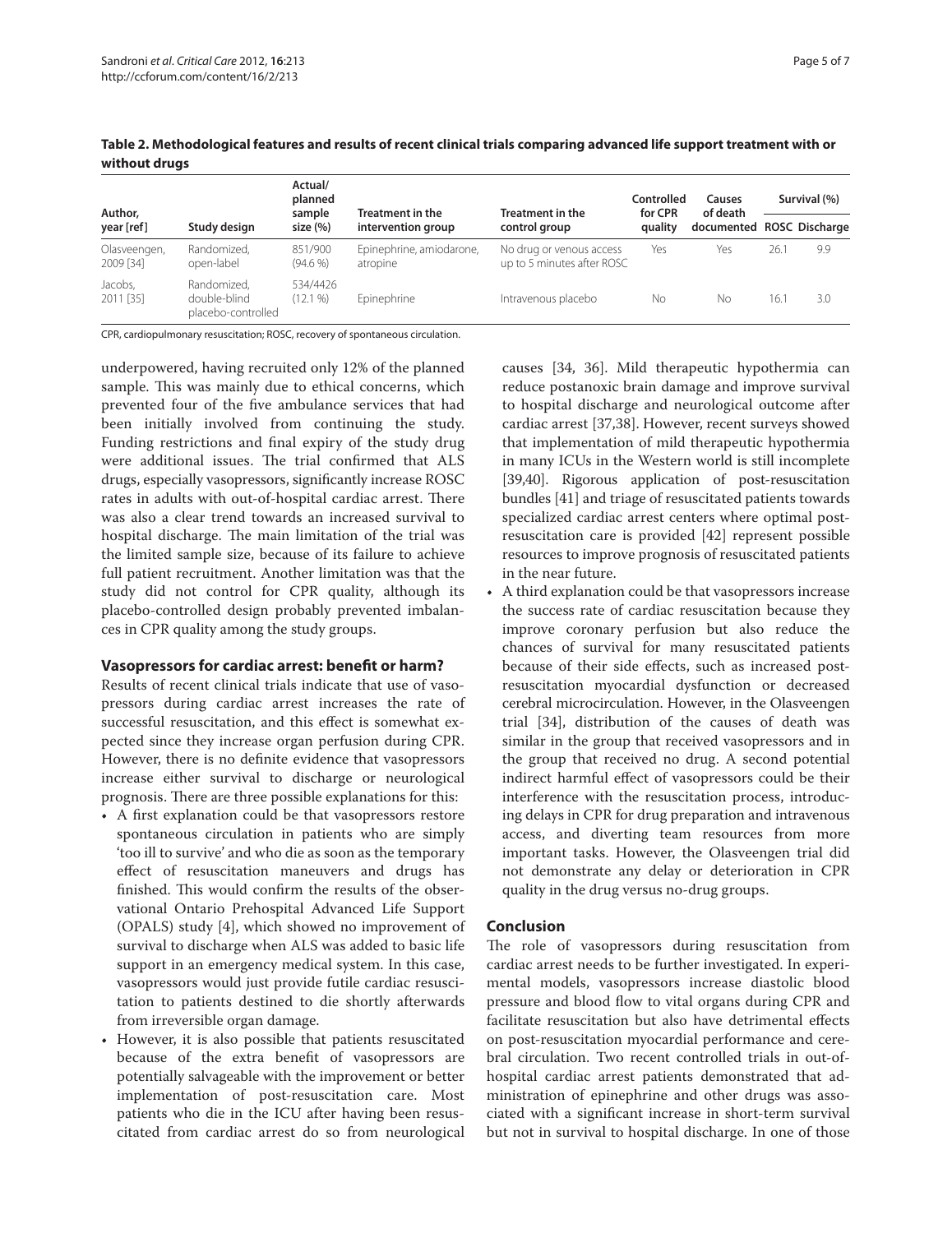**Table 2. Methodological features and results of recent clinical trials comparing advanced life support treatment with or without drugs**

| Author, year [ref] | Study design | Actual/ planned sample size (%) | Treatment in the intervention group | Treatment in the control group | Controlled for CPR quality | Causes of death documented | Survival (%) | |
|---|---|---|---|---|---|---|---|---|
| | | | | | | | ROSC | Discharge |
| Olasveengen, 2009 [34] | Randomized, open-label | 851/900 (94.6 %) | Epinephrine, amiodarone, atropine | No drug or venous access up to 5 minutes after ROSC | Yes | Yes | 26.1 | 9.9 |
| Jacobs, 2011 [35] | Randomized, double-blind placebo-controlled | 534/4426 (12.1 %) | Epinephrine | Intravenous placebo | No | No | 16.1 | 3.0 |

CPR, cardiopulmonary resuscitation; ROSC, recovery of spontaneous circulation.

underpowered, having recruited only 12% of the planned sample. This was mainly due to ethical concerns, which prevented four of the five ambulance services that had been initially involved from continuing the study. Funding restrictions and final expiry of the study drug were additional issues. The trial confirmed that ALS drugs, especially vasopressors, significantly increase ROSC rates in adults with out-of-hospital cardiac arrest. There was also a clear trend towards an increased survival to hospital discharge. The main limitation of the trial was the limited sample size, because of its failure to achieve full patient recruitment. Another limitation was that the study did not control for CPR quality, although its placebo-controlled design probably prevented imbalances in CPR quality among the study groups.

### Vasopressors for cardiac arrest: benefit or harm?

Results of recent clinical trials indicate that use of vasopressors during cardiac arrest increases the rate of successful resuscitation, and this effect is somewhat expected since they increase organ perfusion during CPR. However, there is no definite evidence that vasopressors increase either survival to discharge or neurological prognosis. There are three possible explanations for this:

- A first explanation could be that vasopressors restore spontaneous circulation in patients who are simply 'too ill to survive' and who die as soon as the temporary effect of resuscitation maneuvers and drugs has finished. This would confirm the results of the observational Ontario Prehospital Advanced Life Support (OPALS) study [4], which showed no improvement of survival to discharge when ALS was added to basic life support in an emergency medical system. In this case, vasopressors would just provide futile cardiac resuscitation to patients destined to die shortly afterwards from irreversible organ damage.
- However, it is also possible that patients resuscitated because of the extra benefit of vasopressors are potentially salvageable with the improvement or better implementation of post-resuscitation care. Most patients who die in the ICU after having been resuscitated from cardiac arrest do so from neurological causes [34, 36]. Mild therapeutic hypothermia can reduce postanoxic brain damage and improve survival to hospital discharge and neurological outcome after cardiac arrest [37,38]. However, recent surveys showed that implementation of mild therapeutic hypothermia in many ICUs in the Western world is still incomplete [39,40]. Rigorous application of post-resuscitation bundles [41] and triage of resuscitated patients towards specialized cardiac arrest centers where optimal post-resuscitation care is provided [42] represent possible resources to improve prognosis of resuscitated patients in the near future.
- A third explanation could be that vasopressors increase the success rate of cardiac resuscitation because they improve coronary perfusion but also reduce the chances of survival for many resuscitated patients because of their side effects, such as increased post-resuscitation myocardial dysfunction or decreased cerebral microcirculation. However, in the Olasveengen trial [34], distribution of the causes of death was similar in the group that received vasopressors and in the group that received no drug. A second potential indirect harmful effect of vasopressors could be their interference with the resuscitation process, introducing delays in CPR for drug preparation and intravenous access, and diverting team resources from more important tasks. However, the Olasveengen trial did not demonstrate any delay or deterioration in CPR quality in the drug versus no-drug groups.

### Conclusion

The role of vasopressors during resuscitation from cardiac arrest needs to be further investigated. In experimental models, vasopressors increase diastolic blood pressure and blood flow to vital organs during CPR and facilitate resuscitation but also have detrimental effects on post-resuscitation myocardial performance and cerebral circulation. Two recent controlled trials in out-of-hospital cardiac arrest patients demonstrated that administration of epinephrine and other drugs was associated with a significant increase in short-term survival but not in survival to hospital discharge. In one of those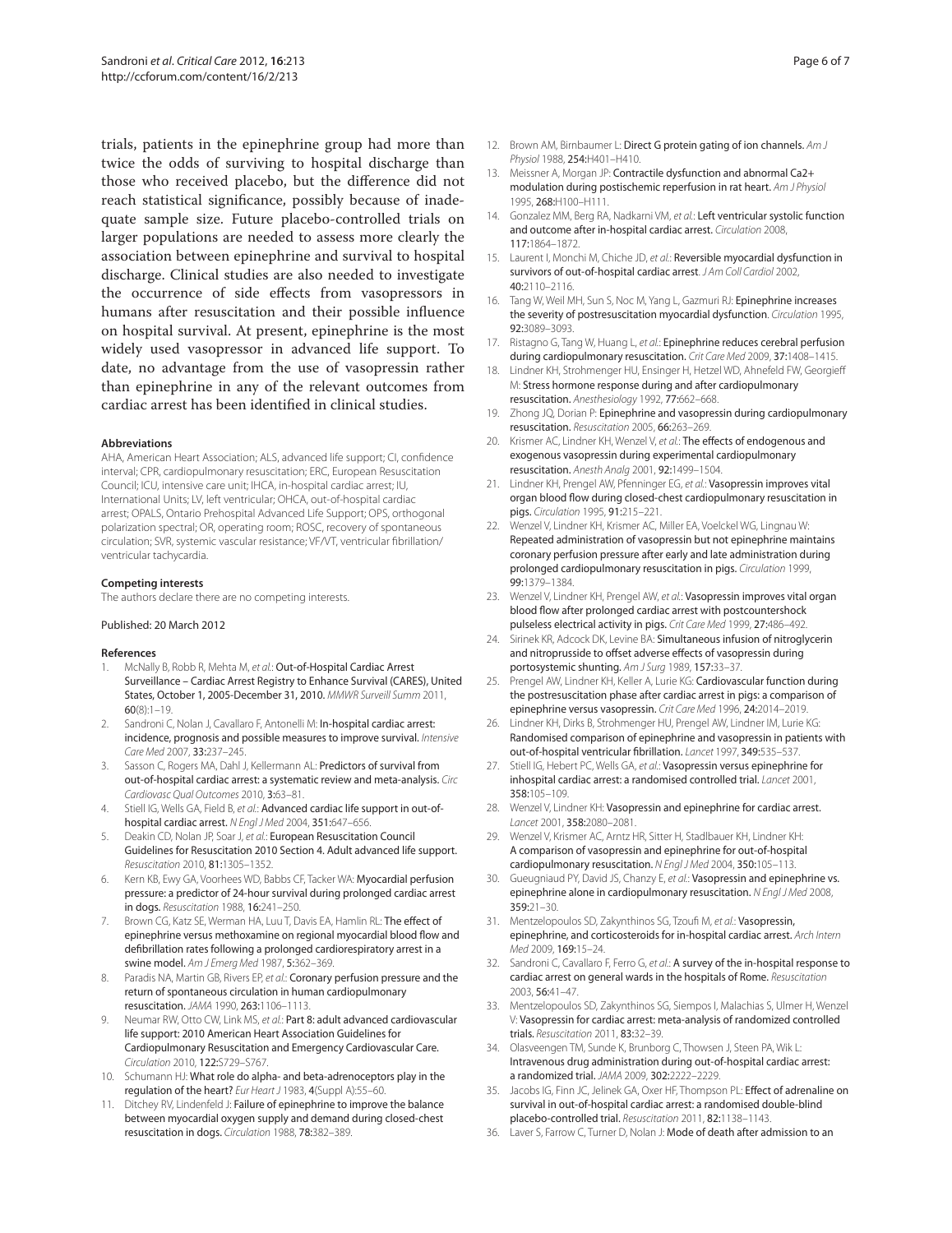trials, patients in the epinephrine group had more than twice the odds of surviving to hospital discharge than those who received placebo, but the difference did not reach statistical significance, possibly because of inadequate sample size. Future placebo-controlled trials on larger populations are needed to assess more clearly the association between epinephrine and survival to hospital discharge. Clinical studies are also needed to investigate the occurrence of side effects from vasopressors in humans after resuscitation and their possible influence on hospital survival. At present, epinephrine is the most widely used vasopressor in advanced life support. To date, no advantage from the use of vasopressin rather than epinephrine in any of the relevant outcomes from cardiac arrest has been identified in clinical studies.

#### Abbreviations

AHA, American Heart Association; ALS, advanced life support; CI, confidence interval; CPR, cardiopulmonary resuscitation; ERC, European Resuscitation Council; ICU, intensive care unit; IHCA, in-hospital cardiac arrest; IU, International Units; LV, left ventricular; OHCA, out-of-hospital cardiac arrest; OPALS, Ontario Prehospital Advanced Life Support; OPS, orthogonal polarization spectral; OR, operating room; ROSC, recovery of spontaneous circulation; SVR, systemic vascular resistance; VF/VT, ventricular fibrillation/ventricular tachycardia.

#### Competing interests

The authors declare there are no competing interests.

Published: 20 March 2012

#### References

1. McNally B, Robb R, Mehta M, *et al.*: **Out-of-Hospital Cardiac Arrest Surveillance – Cardiac Arrest Registry to Enhance Survival (CARES), United States, October 1, 2005-December 31, 2010.** *MMWR Surveill Summ* 2011, **60**(8):1–19.
2. Sandroni C, Nolan J, Cavallaro F, Antonelli M: **In-hospital cardiac arrest: incidence, prognosis and possible measures to improve survival.** *Intensive Care Med* 2007, **33:**237–245.
3. Sasson C, Rogers MA, Dahl J, Kellermann AL: **Predictors of survival from out-of-hospital cardiac arrest: a systematic review and meta-analysis.** *Circ Cardiovasc Qual Outcomes* 2010, **3:**63–81.
4. Stiell IG, Wells GA, Field B, *et al.*: **Advanced cardiac life support in out-of-hospital cardiac arrest.** *N Engl J Med* 2004, **351:**647–656.
5. Deakin CD, Nolan JP, Soar J, *et al.*: **European Resuscitation Council Guidelines for Resuscitation 2010 Section 4. Adult advanced life support.** *Resuscitation* 2010, **81:**1305–1352.
6. Kern KB, Ewy GA, Voorhees WD, Babbs CF, Tacker WA: **Myocardial perfusion pressure: a predictor of 24-hour survival during prolonged cardiac arrest in dogs.** *Resuscitation* 1988, **16:**241–250.
7. Brown CG, Katz SE, Werman HA, Luu T, Davis EA, Hamlin RL: **The effect of epinephrine versus methoxamine on regional myocardial blood flow and defibrillation rates following a prolonged cardiorespiratory arrest in a swine model.** *Am J Emerg Med* 1987, **5:**362–369.
8. Paradis NA, Martin GB, Rivers EP, *et al.*: **Coronary perfusion pressure and the return of spontaneous circulation in human cardiopulmonary resuscitation.** *JAMA* 1990, **263:**1106–1113.
9. Neumar RW, Otto CW, Link MS, *et al.*: **Part 8: adult advanced cardiovascular life support: 2010 American Heart Association Guidelines for Cardiopulmonary Resuscitation and Emergency Cardiovascular Care.** *Circulation* 2010, **122:**S729–S767.
10. Schumann HJ: **What role do alpha- and beta-adrenoceptors play in the regulation of the heart?** *Eur Heart J* 1983, **4**(Suppl A):55–60.
11. Ditchey RV, Lindenfeld J: **Failure of epinephrine to improve the balance between myocardial oxygen supply and demand during closed-chest resuscitation in dogs.** *Circulation* 1988, **78:**382–389.
12. Brown AM, Birnbaumer L: **Direct G protein gating of ion channels.** *Am J Physiol* 1988, **254:**H401–H410.
13. Meissner A, Morgan JP: **Contractile dysfunction and abnormal Ca2+ modulation during postischemic reperfusion in rat heart.** *Am J Physiol* 1995, **268:**H100–H111.
14. Gonzalez MM, Berg RA, Nadkarni VM, *et al.*: **Left ventricular systolic function and outcome after in-hospital cardiac arrest.** *Circulation* 2008, **117:**1864–1872.
15. Laurent I, Monchi M, Chiche JD, *et al.*: **Reversible myocardial dysfunction in survivors of out-of-hospital cardiac arrest.** *J Am Coll Cardiol* 2002, **40:**2110–2116.
16. Tang W, Weil MH, Sun S, Noc M, Yang L, Gazmuri RJ: **Epinephrine increases the severity of postresuscitation myocardial dysfunction.** *Circulation* 1995, **92:**3089–3093.
17. Ristagno G, Tang W, Huang L, *et al.*: **Epinephrine reduces cerebral perfusion during cardiopulmonary resuscitation.** *Crit Care Med* 2009, **37:**1408–1415.
18. Lindner KH, Strohmenger HU, Ensinger H, Hetzel WD, Ahnefeld FW, Georgieff M: **Stress hormone response during and after cardiopulmonary resuscitation.** *Anesthesiology* 1992, **77:**662–668.
19. Zhong JQ, Dorian P: **Epinephrine and vasopressin during cardiopulmonary resuscitation.** *Resuscitation* 2005, **66:**263–269.
20. Krismer AC, Lindner KH, Wenzel V, *et al.*: **The effects of endogenous and exogenous vasopressin during experimental cardiopulmonary resuscitation.** *Anesth Analg* 2001, **92:**1499–1504.
21. Lindner KH, Prengel AW, Pfenninger EG, *et al.*: **Vasopressin improves vital organ blood flow during closed-chest cardiopulmonary resuscitation in pigs.** *Circulation* 1995, **91:**215–221.
22. Wenzel V, Lindner KH, Krismer AC, Miller EA, Voelckel WG, Lingnau W: **Repeated administration of vasopressin but not epinephrine maintains coronary perfusion pressure after early and late administration during prolonged cardiopulmonary resuscitation in pigs.** *Circulation* 1999, **99:**1379–1384.
23. Wenzel V, Lindner KH, Prengel AW, *et al.*: **Vasopressin improves vital organ blood flow after prolonged cardiac arrest with postcountershock pulseless electrical activity in pigs.** *Crit Care Med* 1999, **27:**486–492.
24. Sirinek KR, Adcock DK, Levine BA: **Simultaneous infusion of nitroglycerin and nitroprusside to offset adverse effects of vasopressin during portosystemic shunting.** *Am J Surg* 1989, **157:**33–37.
25. Prengel AW, Lindner KH, Keller A, Lurie KG: **Cardiovascular function during the postresuscitation phase after cardiac arrest in pigs: a comparison of epinephrine versus vasopressin.** *Crit Care Med* 1996, **24:**2014–2019.
26. Lindner KH, Dirks B, Strohmenger HU, Prengel AW, Lindner IM, Lurie KG: **Randomised comparison of epinephrine and vasopressin in patients with out-of-hospital ventricular fibrillation.** *Lancet* 1997, **349:**535–537.
27. Stiell IG, Hebert PC, Wells GA, *et al.*: **Vasopressin versus epinephrine for inhospital cardiac arrest: a randomised controlled trial.** *Lancet* 2001, **358:**105–109.
28. Wenzel V, Lindner KH: **Vasopressin and epinephrine for cardiac arrest.** *Lancet* 2001, **358:**2080–2081.
29. Wenzel V, Krismer AC, Arntz HR, Sitter H, Stadlbauer KH, Lindner KH: **A comparison of vasopressin and epinephrine for out-of-hospital cardiopulmonary resuscitation.** *N Engl J Med* 2004, **350:**105–113.
30. Gueugniaud PY, David JS, Chanzy E, *et al.*: **Vasopressin and epinephrine vs. epinephrine alone in cardiopulmonary resuscitation.** *N Engl J Med* 2008, **359:**21–30.
31. Mentzelopoulos SD, Zakynthinos SG, Tzoufi M, *et al.*: **Vasopressin, epinephrine, and corticosteroids for in-hospital cardiac arrest.** *Arch Intern Med* 2009, **169:**15–24.
32. Sandroni C, Cavallaro F, Ferro G, *et al.*: **A survey of the in-hospital response to cardiac arrest on general wards in the hospitals of Rome.** *Resuscitation* 2003, **56:**41–47.
33. Mentzelopoulos SD, Zakynthinos SG, Siempos I, Malachias S, Ulmer H, Wenzel V: **Vasopressin for cardiac arrest: meta-analysis of randomized controlled trials.** *Resuscitation* 2011, **83:**32–39.
34. Olasveengen TM, Sunde K, Brunborg C, Thowsen J, Steen PA, Wik L: **Intravenous drug administration during out-of-hospital cardiac arrest: a randomized trial.** *JAMA* 2009, **302:**2222–2229.
35. Jacobs IG, Finn JC, Jelinek GA, Oxer HF, Thompson PL: **Effect of adrenaline on survival in out-of-hospital cardiac arrest: a randomised double-blind placebo-controlled trial.** *Resuscitation* 2011, **82:**1138–1143.
36. Laver S, Farrow C, Turner D, Nolan J: **Mode of death after admission to an**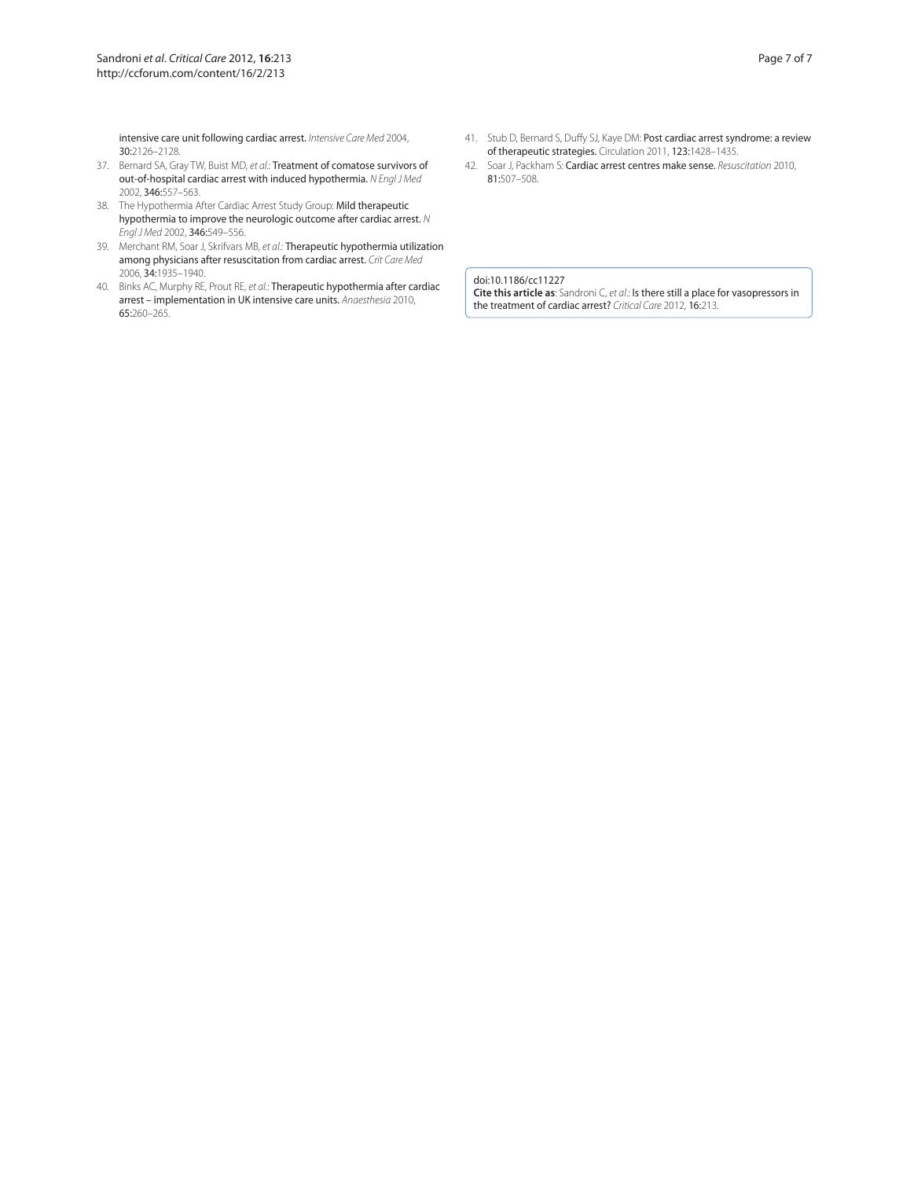intensive care unit following cardiac arrest. *Intensive Care Med* 2004, **30**:2126–2128.

37. Bernard SA, Gray TW, Buist MD, *et al.*: Treatment of comatose survivors of out-of-hospital cardiac arrest with induced hypothermia. *N Engl J Med* 2002, **346**:557–563.
38. The Hypothermia After Cardiac Arrest Study Group: Mild therapeutic hypothermia to improve the neurologic outcome after cardiac arrest. *N Engl J Med* 2002, **346**:549–556.
39. Merchant RM, Soar J, Skrifvars MB, *et al.*: Therapeutic hypothermia utilization among physicians after resuscitation from cardiac arrest. *Crit Care Med* 2006, **34**:1935–1940.
40. Binks AC, Murphy RE, Prout RE, *et al.*: Therapeutic hypothermia after cardiac arrest – implementation in UK intensive care units. *Anaesthesia* 2010, **65**:260–265.
41. Stub D, Bernard S, Duffy SJ, Kaye DM: Post cardiac arrest syndrome: a review of therapeutic strategies. Circulation 2011, **123**:1428–1435.
42. Soar J, Packham S: Cardiac arrest centres make sense. *Resuscitation* 2010, **81**:507–508.

doi:10.1186/cc11227
**Cite this article as**: Sandroni C, *et al.*: Is there still a place for vasopressors in the treatment of cardiac arrest? *Critical Care* 2012, **16**:213.